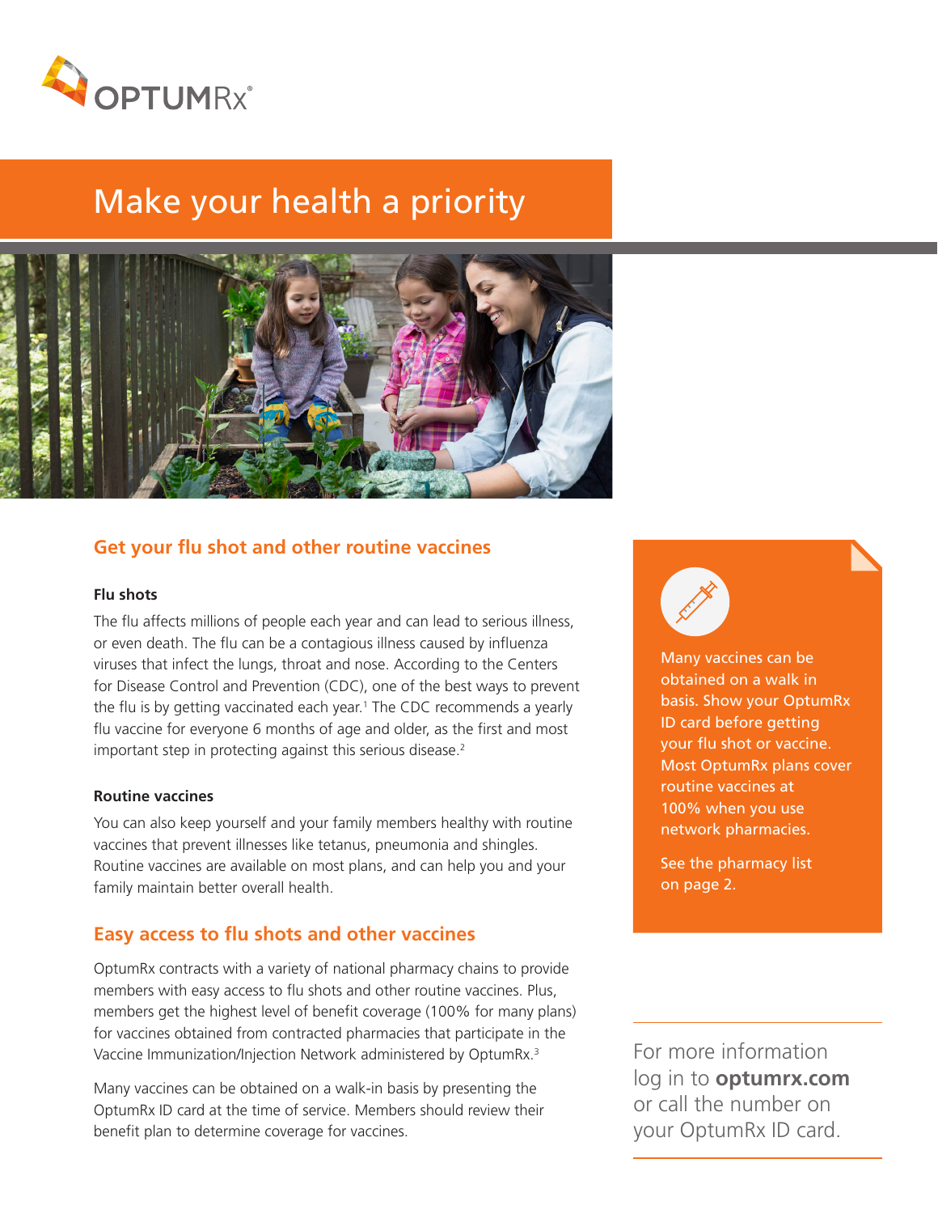OPTUMRx®

# Make your health a priority

## Get your flu shot and other routine vaccines

### Flu shots

The flu affects millions of people each year and can lead to serious illness, or even death. The flu can be a contagious illness caused by influenza viruses that infect the lungs, throat and nose. According to the Centers for Disease Control and Prevention (CDC), one of the best ways to prevent the flu is by getting vaccinated each year.[1] The CDC recommends a yearly flu vaccine for everyone 6 months of age and older, as the first and most important step in protecting against this serious disease.[2]

### Routine vaccines

You can also keep yourself and your family members healthy with routine vaccines that prevent illnesses like tetanus, pneumonia and shingles. Routine vaccines are available on most plans, and can help you and your family maintain better overall health.

## Easy access to flu shots and other vaccines

OptumRx contracts with a variety of national pharmacy chains to provide members with easy access to flu shots and other routine vaccines. Plus, members get the highest level of benefit coverage (100% for many plans) for vaccines obtained from contracted pharmacies that participate in the Vaccine Immunization/Injection Network administered by OptumRx.[3]

Many vaccines can be obtained on a walk-in basis by presenting the OptumRx ID card at the time of service. Members should review their benefit plan to determine coverage for vaccines.

Many vaccines can be obtained on a walk in basis. Show your OptumRx ID card before getting your flu shot or vaccine. Most OptumRx plans cover routine vaccines at 100% when you use network pharmacies.

See the pharmacy list on page 2.

For more information log in to **optumrx.com** or call the number on your OptumRx ID card.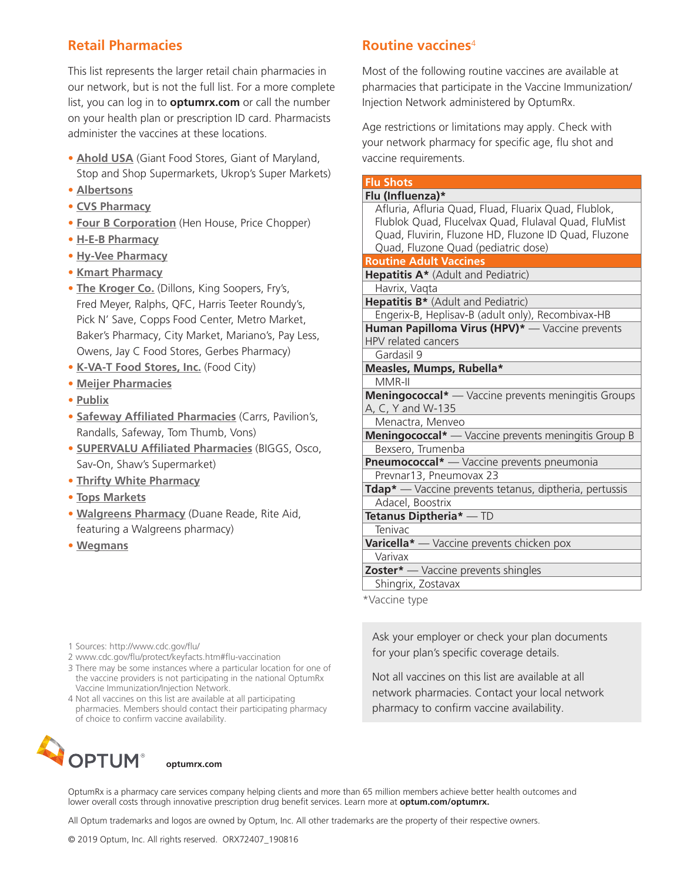## Retail Pharmacies

This list represents the larger retail chain pharmacies in our network, but is not the full list. For a more complete list, you can log in to **optumrx.com** or call the number on your health plan or prescription ID card. Pharmacists administer the vaccines at these locations.

- **Ahold USA** (Giant Food Stores, Giant of Maryland, Stop and Shop Supermarkets, Ukrop's Super Markets)
- **Albertsons**
- **CVS Pharmacy**
- **Four B Corporation** (Hen House, Price Chopper)
- **H-E-B Pharmacy**
- **Hy-Vee Pharmacy**
- **Kmart Pharmacy**
- **The Kroger Co.** (Dillons, King Soopers, Fry's, Fred Meyer, Ralphs, QFC, Harris Teeter Roundy's, Pick N' Save, Copps Food Center, Metro Market, Baker's Pharmacy, City Market, Mariano's, Pay Less, Owens, Jay C Food Stores, Gerbes Pharmacy)
- **K-VA-T Food Stores, Inc.** (Food City)
- **Meijer Pharmacies**
- **Publix**
- **Safeway Affiliated Pharmacies** (Carrs, Pavilion's, Randalls, Safeway, Tom Thumb, Vons)
- **SUPERVALU Affiliated Pharmacies** (BIGGS, Osco, Sav-On, Shaw's Supermarket)
- **Thrifty White Pharmacy**
- **Tops Markets**
- **Walgreens Pharmacy** (Duane Reade, Rite Aid, featuring a Walgreens pharmacy)
- **Wegmans**

## Routine vaccines[4]

Most of the following routine vaccines are available at pharmacies that participate in the Vaccine Immunization/Injection Network administered by OptumRx.

Age restrictions or limitations may apply. Check with your network pharmacy for specific age, flu shot and vaccine requirements.

| Flu Shots |
|---|
| **Flu (Influenza)*** |
| Afluria, Afluria Quad, Fluad, Fluarix Quad, Flublok, Flublok Quad, Flucelvax Quad, Flulaval Quad, FluMist Quad, Fluvirin, Fluzone HD, Fluzone ID Quad, Fluzone Quad, Fluzone Quad (pediatric dose) |
| **Routine Adult Vaccines** |
| **Hepatitis A*** (Adult and Pediatric) |
| Havrix, Vaqta |
| **Hepatitis B*** (Adult and Pediatric) |
| Engerix-B, Heplisav-B (adult only), Recombivax-HB |
| **Human Papilloma Virus (HPV)*** — Vaccine prevents HPV related cancers |
| Gardasil 9 |
| **Measles, Mumps, Rubella*** |
| MMR-II |
| **Meningococcal*** — Vaccine prevents meningitis Groups A, C, Y and W-135 |
| Menactra, Menveo |
| **Meningococcal*** — Vaccine prevents meningitis Group B |
| Bexsero, Trumenba |
| **Pneumococcal*** — Vaccine prevents pneumonia |
| Prevnar13, Pneumovax 23 |
| **Tdap*** — Vaccine prevents tetanus, diptheria, pertussis |
| Adacel, Boostrix |
| **Tetanus Diptheria*** — TD |
| Tenivac |
| **Varicella*** — Vaccine prevents chicken pox |
| Varivax |
| **Zoster*** — Vaccine prevents shingles |
| Shingrix, Zostavax |

*Vaccine type

Ask your employer or check your plan documents for your plan's specific coverage details.

Not all vaccines on this list are available at all network pharmacies. Contact your local network pharmacy to confirm vaccine availability.

1 Sources: http://www.cdc.gov/flu/
2 www.cdc.gov/flu/protect/keyfacts.htm#flu-vaccination
3 There may be some instances where a particular location for one of the vaccine providers is not participating in the national OptumRx Vaccine Immunization/Injection Network.
4 Not all vaccines on this list are available at all participating pharmacies. Members should contact their participating pharmacy of choice to confirm vaccine availability.

OPTUM®

**optumrx.com**

OptumRx is a pharmacy care services company helping clients and more than 65 million members achieve better health outcomes and lower overall costs through innovative prescription drug benefit services. Learn more at **optum.com/optumrx.**

All Optum trademarks and logos are owned by Optum, Inc. All other trademarks are the property of their respective owners.

© 2019 Optum, Inc. All rights reserved. ORX72407_190816